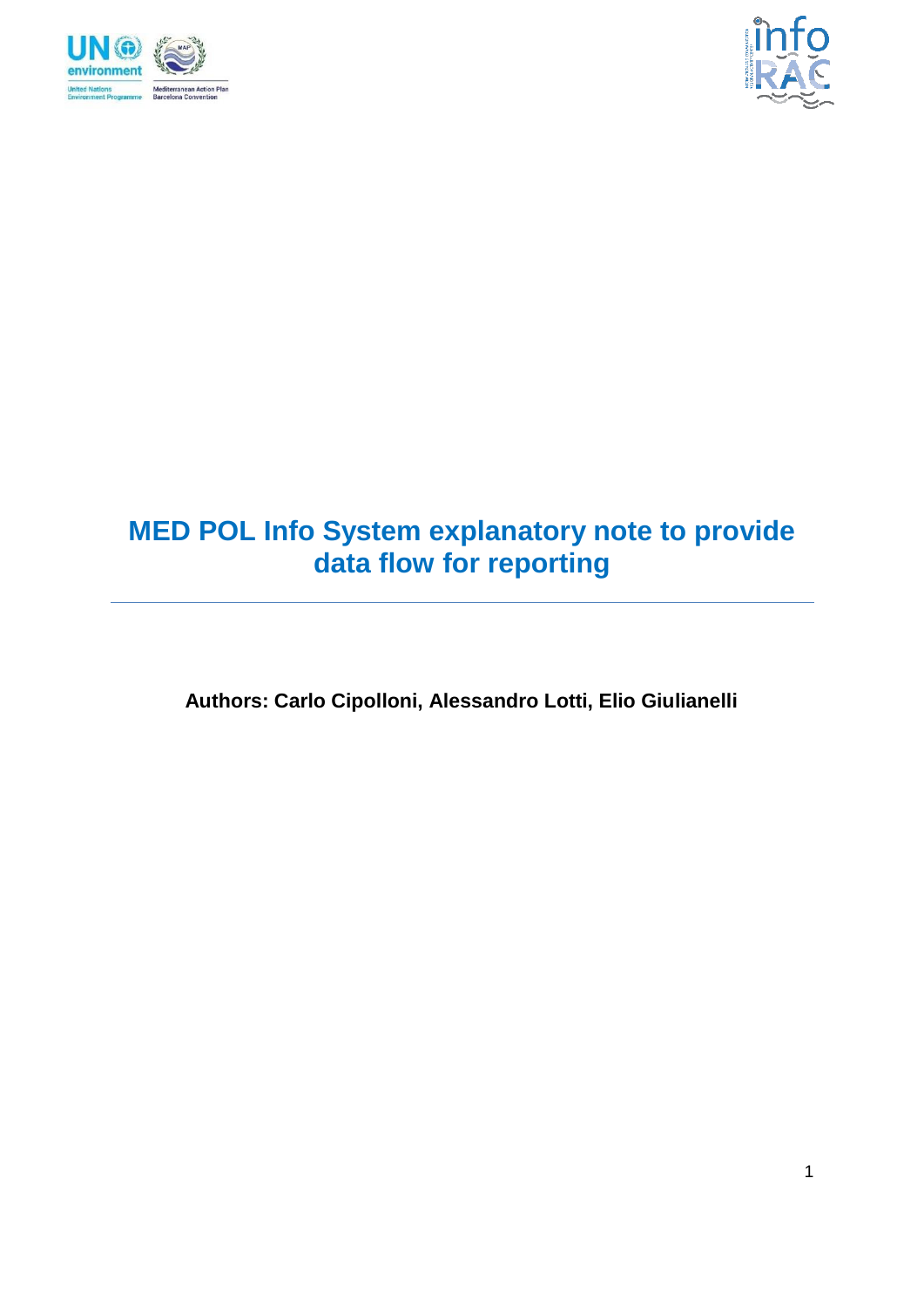# MED POL Info System explanatory note to provide data flow for reporting

---

**Authors: Carlo Cipolloni, Alessandro Lotti, Elio Giulianelli**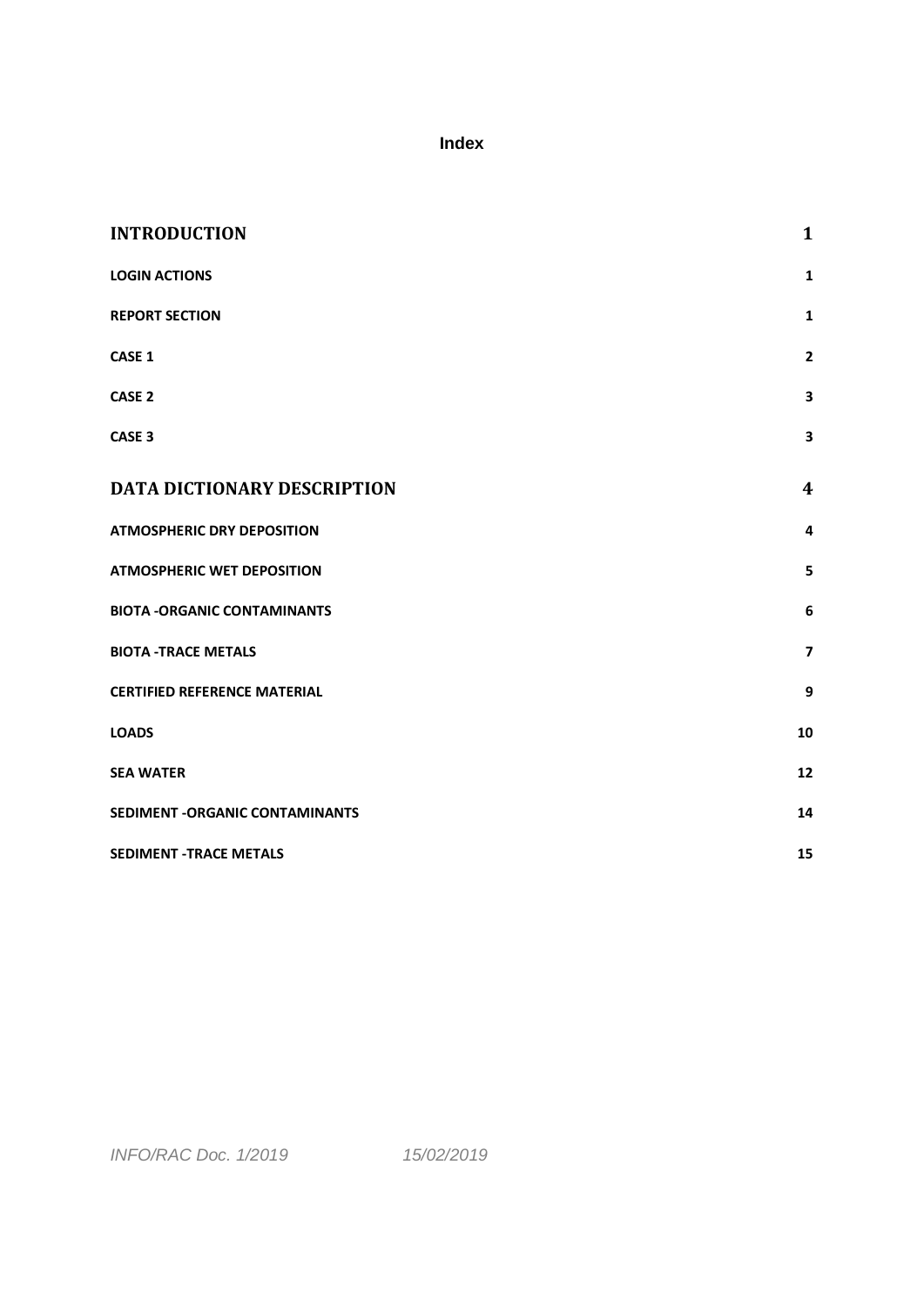**Index**

| | |
|---|---|
| **INTRODUCTION** | **1** |
| **LOGIN ACTIONS** | **1** |
| **REPORT SECTION** | **1** |
| **CASE 1** | **2** |
| **CASE 2** | **3** |
| **CASE 3** | **3** |
| **DATA DICTIONARY DESCRIPTION** | **4** |
| **ATMOSPHERIC DRY DEPOSITION** | **4** |
| **ATMOSPHERIC WET DEPOSITION** | **5** |
| **BIOTA -ORGANIC CONTAMINANTS** | **6** |
| **BIOTA -TRACE METALS** | **7** |
| **CERTIFIED REFERENCE MATERIAL** | **9** |
| **LOADS** | **10** |
| **SEA WATER** | **12** |
| **SEDIMENT -ORGANIC CONTAMINANTS** | **14** |
| **SEDIMENT -TRACE METALS** | **15** |

*INFO/RAC Doc. 1/2019 15/02/2019*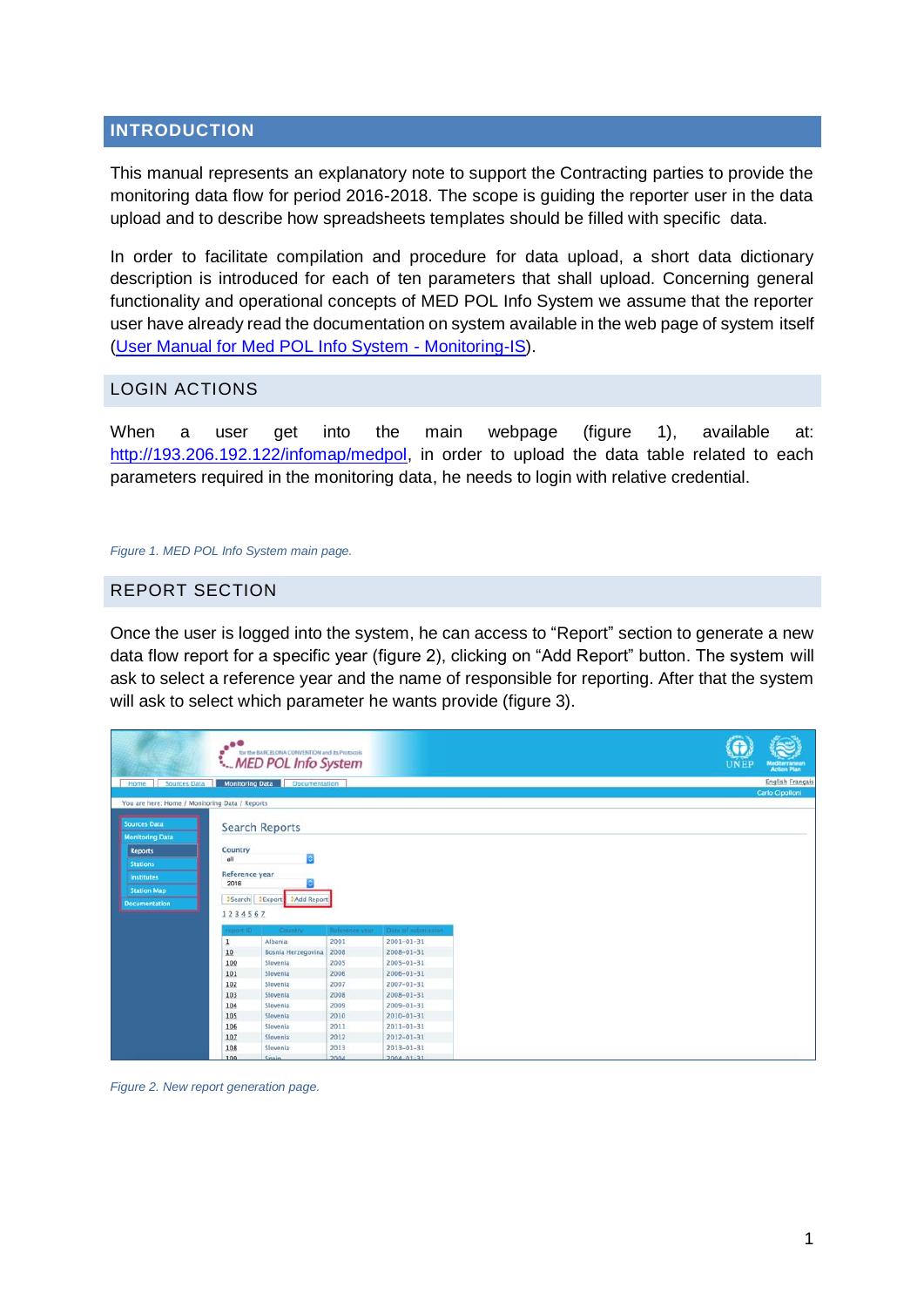## INTRODUCTION

This manual represents an explanatory note to support the Contracting parties to provide the monitoring data flow for period 2016-2018. The scope is guiding the reporter user in the data upload and to describe how spreadsheets templates should be filled with specific data.

In order to facilitate compilation and procedure for data upload, a short data dictionary description is introduced for each of ten parameters that shall upload. Concerning general functionality and operational concepts of MED POL Info System we assume that the reporter user have already read the documentation on system available in the web page of system itself (User Manual for Med POL Info System - Monitoring-IS).

## LOGIN ACTIONS

When a user get into the main webpage (figure 1), available at: http://193.206.192.122/infomap/medpol, in order to upload the data table related to each parameters required in the monitoring data, he needs to login with relative credential.

*Figure 1. MED POL Info System main page.*

## REPORT SECTION

Once the user is logged into the system, he can access to "Report" section to generate a new data flow report for a specific year (figure 2), clicking on "Add Report" button. The system will ask to select a reference year and the name of responsible for reporting. After that the system will ask to select which parameter he wants provide (figure 3).

*Figure 2. New report generation page.*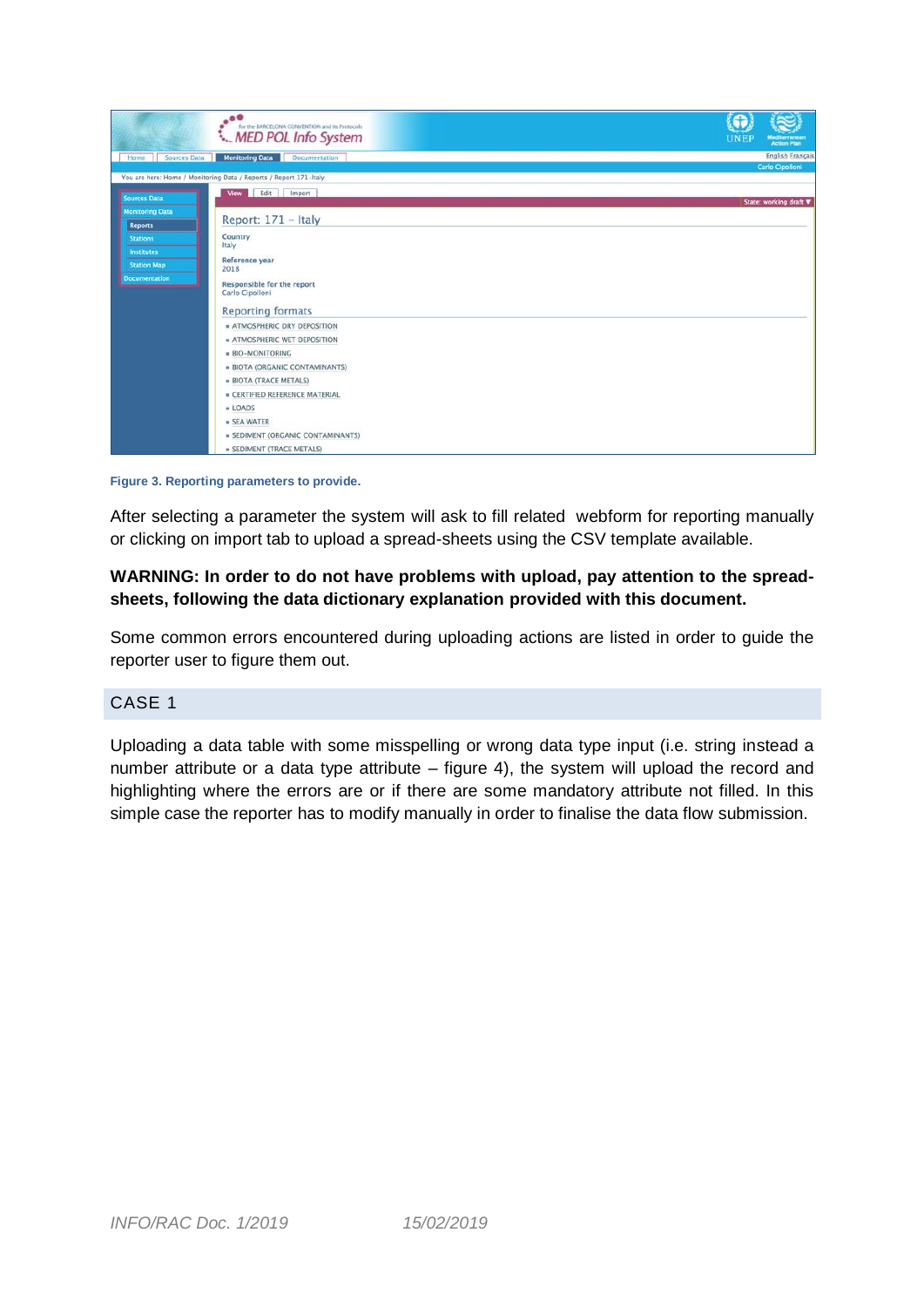Figure 3. Reporting parameters to provide.

After selecting a parameter the system will ask to fill related webform for reporting manually or clicking on import tab to upload a spread-sheets using the CSV template available.

**WARNING: In order to do not have problems with upload, pay attention to the spread-sheets, following the data dictionary explanation provided with this document.**

Some common errors encountered during uploading actions are listed in order to guide the reporter user to figure them out.

## CASE 1

Uploading a data table with some misspelling or wrong data type input (i.e. string instead a number attribute or a data type attribute – figure 4), the system will upload the record and highlighting where the errors are or if there are some mandatory attribute not filled. In this simple case the reporter has to modify manually in order to finalise the data flow submission.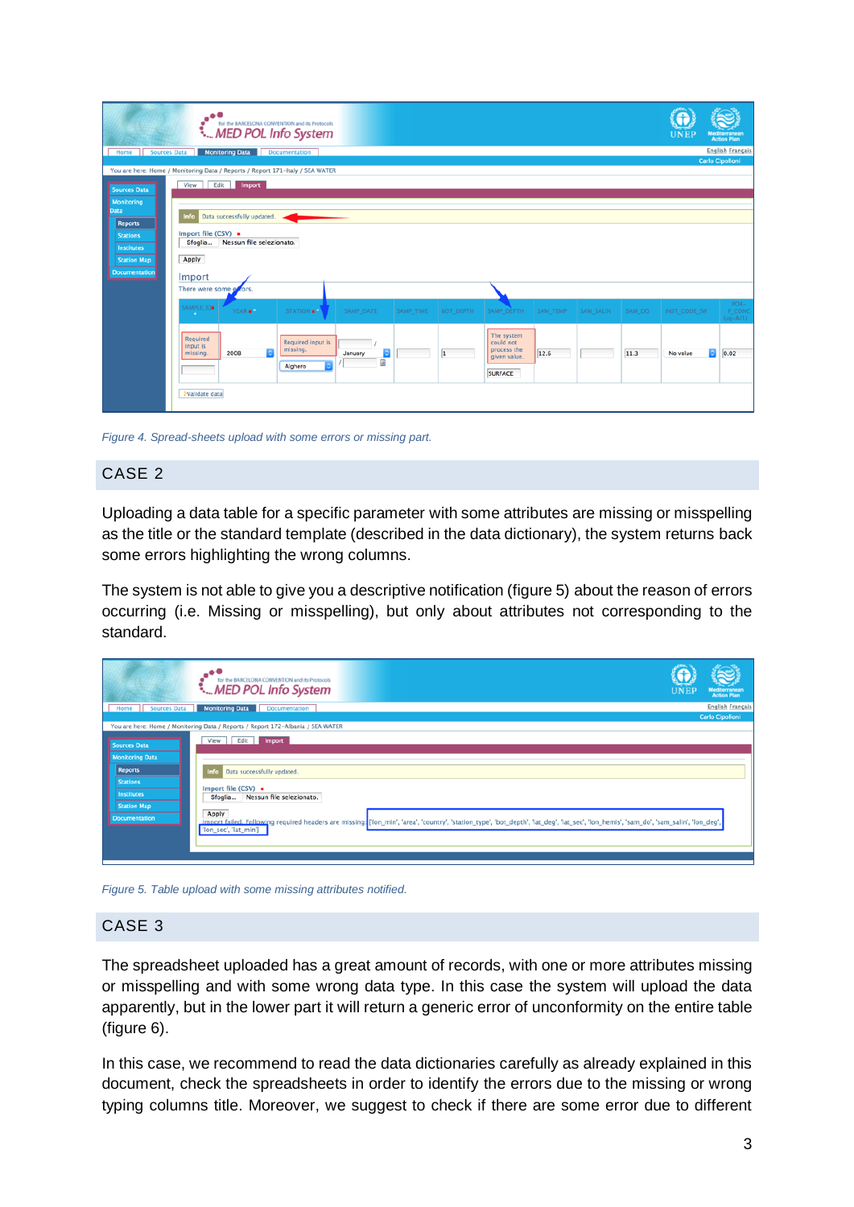*Figure 4. Spread-sheets upload with some errors or missing part.*

## CASE 2

Uploading a data table for a specific parameter with some attributes are missing or misspelling as the title or the standard template (described in the data dictionary), the system returns back some errors highlighting the wrong columns.

The system is not able to give you a descriptive notification (figure 5) about the reason of errors occurring (i.e. Missing or misspelling), but only about attributes not corresponding to the standard.

*Figure 5. Table upload with some missing attributes notified.*

## CASE 3

The spreadsheet uploaded has a great amount of records, with one or more attributes missing or misspelling and with some wrong data type. In this case the system will upload the data apparently, but in the lower part it will return a generic error of unconformity on the entire table (figure 6).

In this case, we recommend to read the data dictionaries carefully as already explained in this document, check the spreadsheets in order to identify the errors due to the missing or wrong typing columns title. Moreover, we suggest to check if there are some error due to different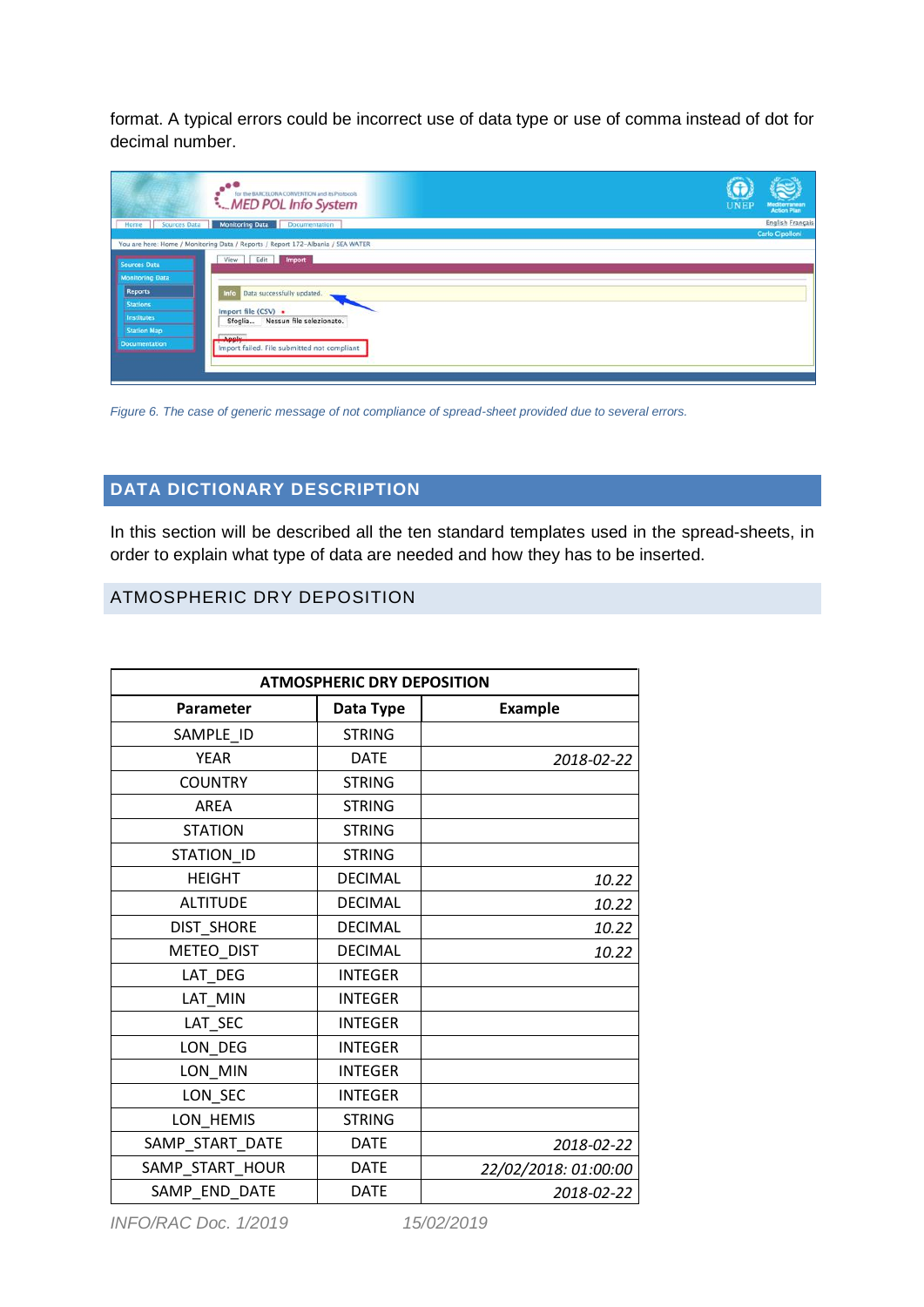format. A typical errors could be incorrect use of data type or use of comma instead of dot for decimal number.

*Figure 6. The case of generic message of not compliance of spread-sheet provided due to several errors.*

## DATA DICTIONARY DESCRIPTION

In this section will be described all the ten standard templates used in the spread-sheets, in order to explain what type of data are needed and how they has to be inserted.

### ATMOSPHERIC DRY DEPOSITION

| ATMOSPHERIC DRY DEPOSITION | | |
|---|---|---|
| **Parameter** | **Data Type** | **Example** |
| SAMPLE_ID | STRING | |
| YEAR | DATE | *2018-02-22* |
| COUNTRY | STRING | |
| AREA | STRING | |
| STATION | STRING | |
| STATION_ID | STRING | |
| HEIGHT | DECIMAL | *10.22* |
| ALTITUDE | DECIMAL | *10.22* |
| DIST_SHORE | DECIMAL | *10.22* |
| METEO_DIST | DECIMAL | *10.22* |
| LAT_DEG | INTEGER | |
| LAT_MIN | INTEGER | |
| LAT_SEC | INTEGER | |
| LON_DEG | INTEGER | |
| LON_MIN | INTEGER | |
| LON_SEC | INTEGER | |
| LON_HEMIS | STRING | |
| SAMP_START_DATE | DATE | *2018-02-22* |
| SAMP_START_HOUR | DATE | *22/02/2018: 01:00:00* |
| SAMP_END_DATE | DATE | *2018-02-22* |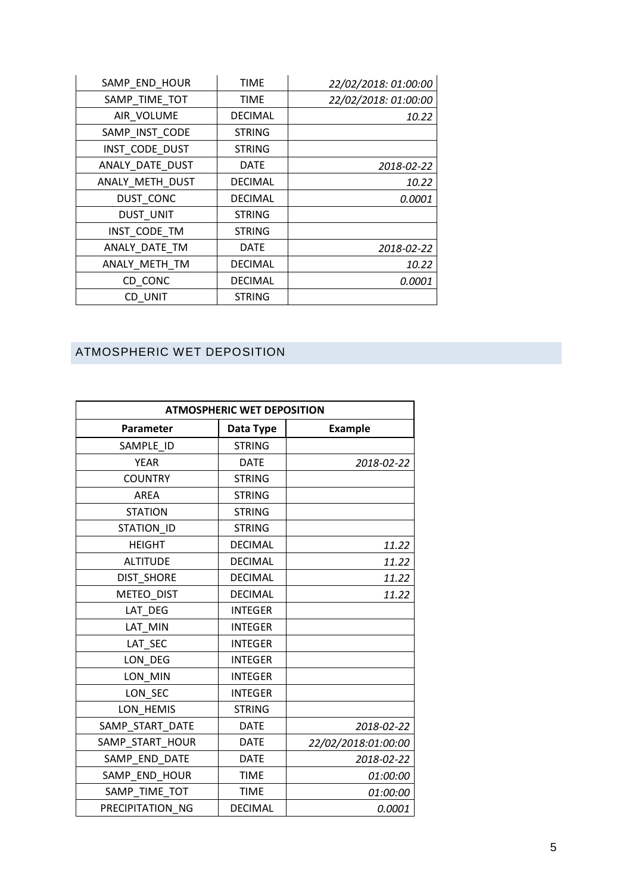| SAMP_END_HOUR | TIME | *22/02/2018: 01:00:00* |
|---|---|---|
| SAMP_TIME_TOT | TIME | *22/02/2018: 01:00:00* |
| AIR_VOLUME | DECIMAL | *10.22* |
| SAMP_INST_CODE | STRING | |
| INST_CODE_DUST | STRING | |
| ANALY_DATE_DUST | DATE | *2018-02-22* |
| ANALY_METH_DUST | DECIMAL | *10.22* |
| DUST_CONC | DECIMAL | *0.0001* |
| DUST_UNIT | STRING | |
| INST_CODE_TM | STRING | |
| ANALY_DATE_TM | DATE | *2018-02-22* |
| ANALY_METH_TM | DECIMAL | *10.22* |
| CD_CONC | DECIMAL | *0.0001* |
| CD_UNIT | STRING | |

## ATMOSPHERIC WET DEPOSITION

| **ATMOSPHERIC WET DEPOSITION** | | |
|---|---|---|
| **Parameter** | **Data Type** | **Example** |
| SAMPLE_ID | STRING | |
| YEAR | DATE | *2018-02-22* |
| COUNTRY | STRING | |
| AREA | STRING | |
| STATION | STRING | |
| STATION_ID | STRING | |
| HEIGHT | DECIMAL | *11.22* |
| ALTITUDE | DECIMAL | *11.22* |
| DIST_SHORE | DECIMAL | *11.22* |
| METEO_DIST | DECIMAL | *11.22* |
| LAT_DEG | INTEGER | |
| LAT_MIN | INTEGER | |
| LAT_SEC | INTEGER | |
| LON_DEG | INTEGER | |
| LON_MIN | INTEGER | |
| LON_SEC | INTEGER | |
| LON_HEMIS | STRING | |
| SAMP_START_DATE | DATE | *2018-02-22* |
| SAMP_START_HOUR | DATE | *22/02/2018:01:00:00* |
| SAMP_END_DATE | DATE | *2018-02-22* |
| SAMP_END_HOUR | TIME | *01:00:00* |
| SAMP_TIME_TOT | TIME | *01:00:00* |
| PRECIPITATION_NG | DECIMAL | *0.0001* |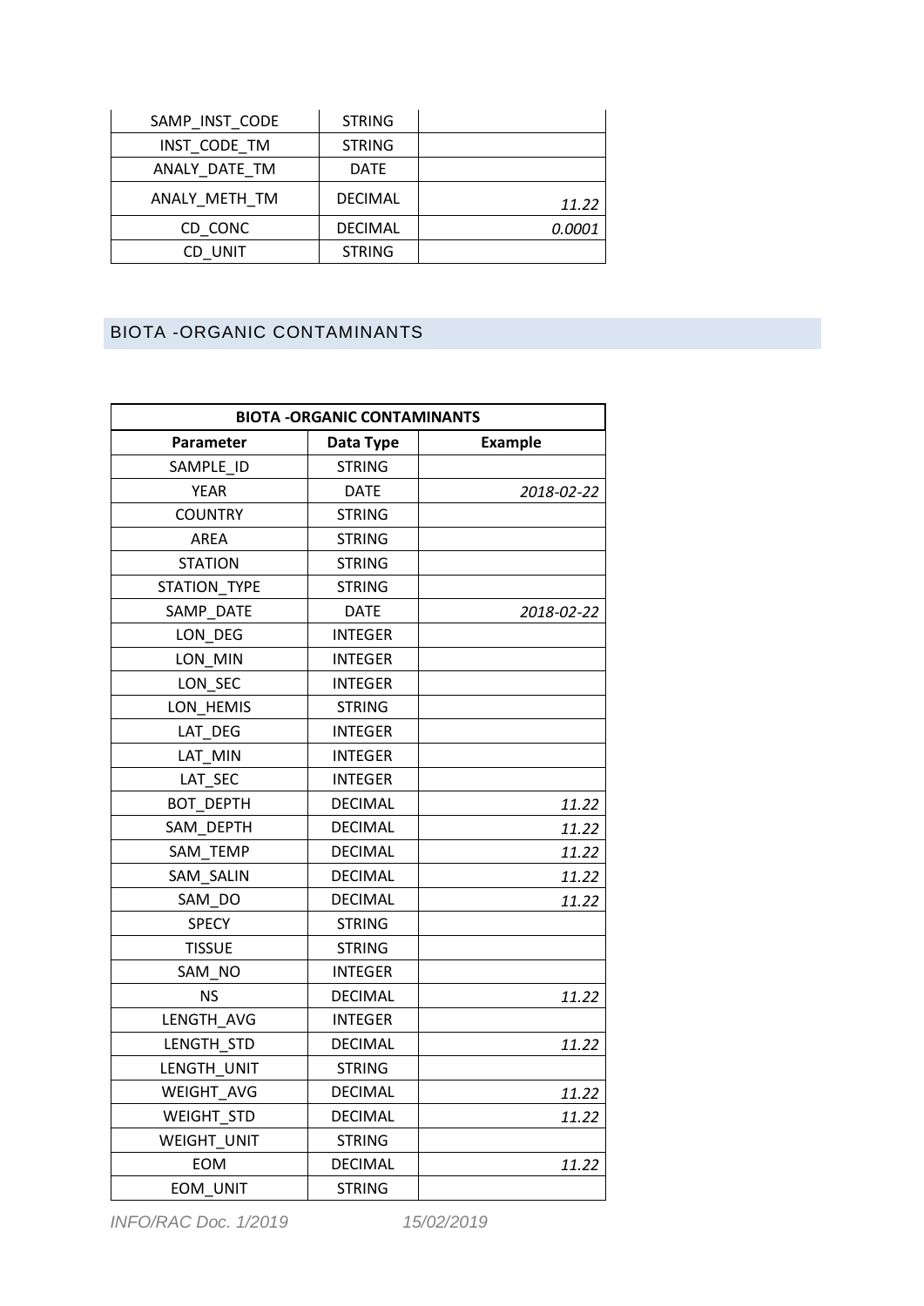| SAMP_INST_CODE | STRING | |
|---|---|---|
| INST_CODE_TM | STRING | |
| ANALY_DATE_TM | DATE | |
| ANALY_METH_TM | DECIMAL | *11.22* |
| CD_CONC | DECIMAL | *0.0001* |
| CD_UNIT | STRING | |

## BIOTA -ORGANIC CONTAMINANTS

| BIOTA -ORGANIC CONTAMINANTS | | |
|---|---|---|
| **Parameter** | **Data Type** | **Example** |
| SAMPLE_ID | STRING | |
| YEAR | DATE | *2018-02-22* |
| COUNTRY | STRING | |
| AREA | STRING | |
| STATION | STRING | |
| STATION_TYPE | STRING | |
| SAMP_DATE | DATE | *2018-02-22* |
| LON_DEG | INTEGER | |
| LON_MIN | INTEGER | |
| LON_SEC | INTEGER | |
| LON_HEMIS | STRING | |
| LAT_DEG | INTEGER | |
| LAT_MIN | INTEGER | |
| LAT_SEC | INTEGER | |
| BOT_DEPTH | DECIMAL | *11.22* |
| SAM_DEPTH | DECIMAL | *11.22* |
| SAM_TEMP | DECIMAL | *11.22* |
| SAM_SALIN | DECIMAL | *11.22* |
| SAM_DO | DECIMAL | *11.22* |
| SPECY | STRING | |
| TISSUE | STRING | |
| SAM_NO | INTEGER | |
| NS | DECIMAL | *11.22* |
| LENGTH_AVG | INTEGER | |
| LENGTH_STD | DECIMAL | *11.22* |
| LENGTH_UNIT | STRING | |
| WEIGHT_AVG | DECIMAL | *11.22* |
| WEIGHT_STD | DECIMAL | *11.22* |
| WEIGHT_UNIT | STRING | |
| EOM | DECIMAL | *11.22* |
| EOM_UNIT | STRING | |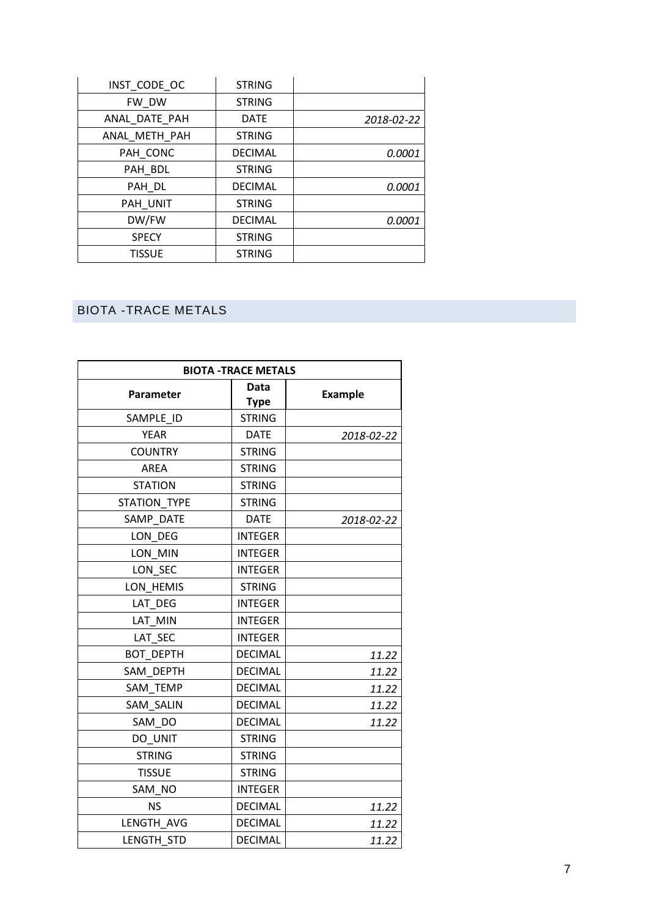| | | |
|---|---|---|
| INST_CODE_OC | STRING | |
| FW_DW | STRING | |
| ANAL_DATE_PAH | DATE | *2018-02-22* |
| ANAL_METH_PAH | STRING | |
| PAH_CONC | DECIMAL | *0.0001* |
| PAH_BDL | STRING | |
| PAH_DL | DECIMAL | *0.0001* |
| PAH_UNIT | STRING | |
| DW/FW | DECIMAL | *0.0001* |
| SPECY | STRING | |
| TISSUE | STRING | |

## BIOTA -TRACE METALS

| **BIOTA -TRACE METALS** | | |
|---|---|---|
| **Parameter** | **Data Type** | **Example** |
| SAMPLE_ID | STRING | |
| YEAR | DATE | *2018-02-22* |
| COUNTRY | STRING | |
| AREA | STRING | |
| STATION | STRING | |
| STATION_TYPE | STRING | |
| SAMP_DATE | DATE | *2018-02-22* |
| LON_DEG | INTEGER | |
| LON_MIN | INTEGER | |
| LON_SEC | INTEGER | |
| LON_HEMIS | STRING | |
| LAT_DEG | INTEGER | |
| LAT_MIN | INTEGER | |
| LAT_SEC | INTEGER | |
| BOT_DEPTH | DECIMAL | *11.22* |
| SAM_DEPTH | DECIMAL | *11.22* |
| SAM_TEMP | DECIMAL | *11.22* |
| SAM_SALIN | DECIMAL | *11.22* |
| SAM_DO | DECIMAL | *11.22* |
| DO_UNIT | STRING | |
| STRING | STRING | |
| TISSUE | STRING | |
| SAM_NO | INTEGER | |
| NS | DECIMAL | *11.22* |
| LENGTH_AVG | DECIMAL | *11.22* |
| LENGTH_STD | DECIMAL | *11.22* |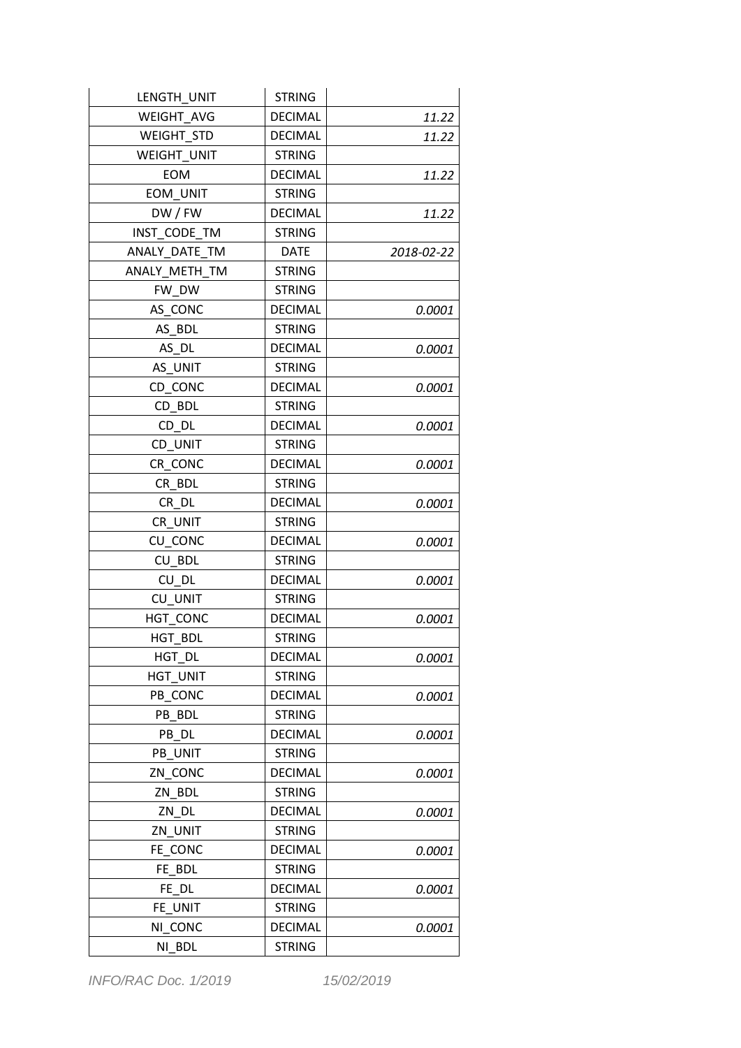| LENGTH_UNIT | STRING | |
|---|---|---|
| WEIGHT_AVG | DECIMAL | *11.22* |
| WEIGHT_STD | DECIMAL | *11.22* |
| WEIGHT_UNIT | STRING | |
| EOM | DECIMAL | *11.22* |
| EOM_UNIT | STRING | |
| DW / FW | DECIMAL | *11.22* |
| INST_CODE_TM | STRING | |
| ANALY_DATE_TM | DATE | *2018-02-22* |
| ANALY_METH_TM | STRING | |
| FW_DW | STRING | |
| AS_CONC | DECIMAL | *0.0001* |
| AS_BDL | STRING | |
| AS_DL | DECIMAL | *0.0001* |
| AS_UNIT | STRING | |
| CD_CONC | DECIMAL | *0.0001* |
| CD_BDL | STRING | |
| CD_DL | DECIMAL | *0.0001* |
| CD_UNIT | STRING | |
| CR_CONC | DECIMAL | *0.0001* |
| CR_BDL | STRING | |
| CR_DL | DECIMAL | *0.0001* |
| CR_UNIT | STRING | |
| CU_CONC | DECIMAL | *0.0001* |
| CU_BDL | STRING | |
| CU_DL | DECIMAL | *0.0001* |
| CU_UNIT | STRING | |
| HGT_CONC | DECIMAL | *0.0001* |
| HGT_BDL | STRING | |
| HGT_DL | DECIMAL | *0.0001* |
| HGT_UNIT | STRING | |
| PB_CONC | DECIMAL | *0.0001* |
| PB_BDL | STRING | |
| PB_DL | DECIMAL | *0.0001* |
| PB_UNIT | STRING | |
| ZN_CONC | DECIMAL | *0.0001* |
| ZN_BDL | STRING | |
| ZN_DL | DECIMAL | *0.0001* |
| ZN_UNIT | STRING | |
| FE_CONC | DECIMAL | *0.0001* |
| FE_BDL | STRING | |
| FE_DL | DECIMAL | *0.0001* |
| FE_UNIT | STRING | |
| NI_CONC | DECIMAL | *0.0001* |
| NI_BDL | STRING | |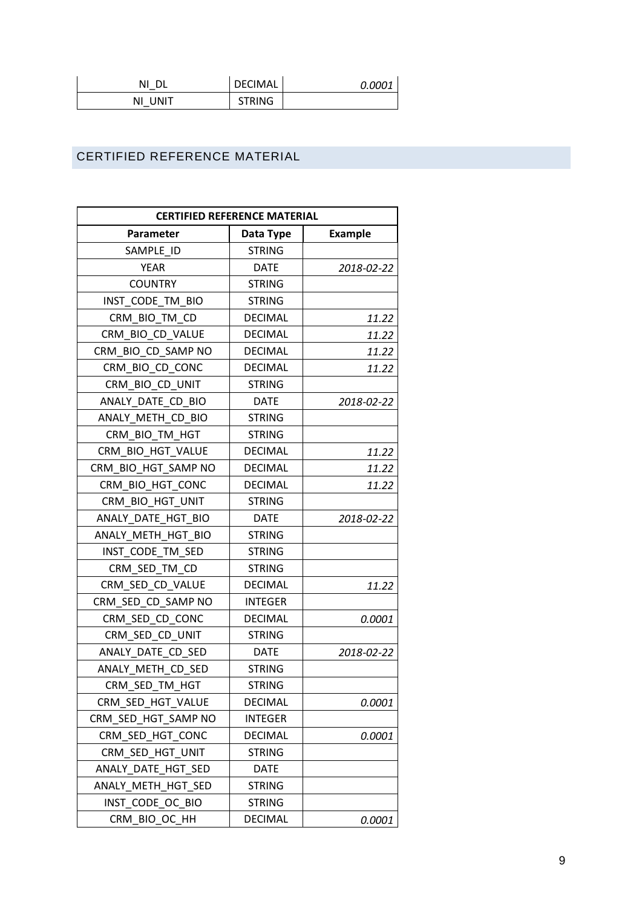| NI_DL | DECIMAL | *0.0001* |
| --- | --- | --- |
| NI_UNIT | STRING | |

## CERTIFIED REFERENCE MATERIAL

| CERTIFIED REFERENCE MATERIAL | | |
| --- | --- | --- |
| **Parameter** | **Data Type** | **Example** |
| SAMPLE_ID | STRING | |
| YEAR | DATE | *2018-02-22* |
| COUNTRY | STRING | |
| INST_CODE_TM_BIO | STRING | |
| CRM_BIO_TM_CD | DECIMAL | *11.22* |
| CRM_BIO_CD_VALUE | DECIMAL | *11.22* |
| CRM_BIO_CD_SAMP NO | DECIMAL | *11.22* |
| CRM_BIO_CD_CONC | DECIMAL | *11.22* |
| CRM_BIO_CD_UNIT | STRING | |
| ANALY_DATE_CD_BIO | DATE | *2018-02-22* |
| ANALY_METH_CD_BIO | STRING | |
| CRM_BIO_TM_HGT | STRING | |
| CRM_BIO_HGT_VALUE | DECIMAL | *11.22* |
| CRM_BIO_HGT_SAMP NO | DECIMAL | *11.22* |
| CRM_BIO_HGT_CONC | DECIMAL | *11.22* |
| CRM_BIO_HGT_UNIT | STRING | |
| ANALY_DATE_HGT_BIO | DATE | *2018-02-22* |
| ANALY_METH_HGT_BIO | STRING | |
| INST_CODE_TM_SED | STRING | |
| CRM_SED_TM_CD | STRING | |
| CRM_SED_CD_VALUE | DECIMAL | *11.22* |
| CRM_SED_CD_SAMP NO | INTEGER | |
| CRM_SED_CD_CONC | DECIMAL | *0.0001* |
| CRM_SED_CD_UNIT | STRING | |
| ANALY_DATE_CD_SED | DATE | *2018-02-22* |
| ANALY_METH_CD_SED | STRING | |
| CRM_SED_TM_HGT | STRING | |
| CRM_SED_HGT_VALUE | DECIMAL | *0.0001* |
| CRM_SED_HGT_SAMP NO | INTEGER | |
| CRM_SED_HGT_CONC | DECIMAL | *0.0001* |
| CRM_SED_HGT_UNIT | STRING | |
| ANALY_DATE_HGT_SED | DATE | |
| ANALY_METH_HGT_SED | STRING | |
| INST_CODE_OC_BIO | STRING | |
| CRM_BIO_OC_HH | DECIMAL | *0.0001* |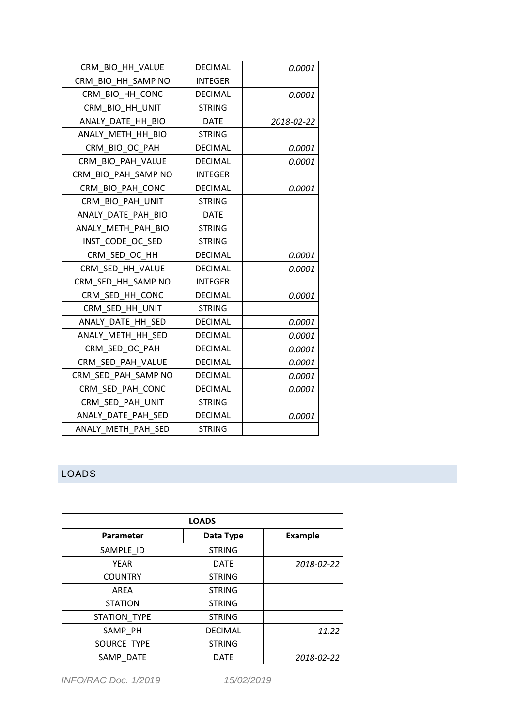| | | |
|---|---|---|
| CRM_BIO_HH_VALUE | DECIMAL | *0.0001* |
| CRM_BIO_HH_SAMP NO | INTEGER | |
| CRM_BIO_HH_CONC | DECIMAL | *0.0001* |
| CRM_BIO_HH_UNIT | STRING | |
| ANALY_DATE_HH_BIO | DATE | *2018-02-22* |
| ANALY_METH_HH_BIO | STRING | |
| CRM_BIO_OC_PAH | DECIMAL | *0.0001* |
| CRM_BIO_PAH_VALUE | DECIMAL | *0.0001* |
| CRM_BIO_PAH_SAMP NO | INTEGER | |
| CRM_BIO_PAH_CONC | DECIMAL | *0.0001* |
| CRM_BIO_PAH_UNIT | STRING | |
| ANALY_DATE_PAH_BIO | DATE | |
| ANALY_METH_PAH_BIO | STRING | |
| INST_CODE_OC_SED | STRING | |
| CRM_SED_OC_HH | DECIMAL | *0.0001* |
| CRM_SED_HH_VALUE | DECIMAL | *0.0001* |
| CRM_SED_HH_SAMP NO | INTEGER | |
| CRM_SED_HH_CONC | DECIMAL | *0.0001* |
| CRM_SED_HH_UNIT | STRING | |
| ANALY_DATE_HH_SED | DECIMAL | *0.0001* |
| ANALY_METH_HH_SED | DECIMAL | *0.0001* |
| CRM_SED_OC_PAH | DECIMAL | *0.0001* |
| CRM_SED_PAH_VALUE | DECIMAL | *0.0001* |
| CRM_SED_PAH_SAMP NO | DECIMAL | *0.0001* |
| CRM_SED_PAH_CONC | DECIMAL | *0.0001* |
| CRM_SED_PAH_UNIT | STRING | |
| ANALY_DATE_PAH_SED | DECIMAL | *0.0001* |
| ANALY_METH_PAH_SED | STRING | |

## LOADS

| LOADS | | |
|---|---|---|
| **Parameter** | **Data Type** | **Example** |
| SAMPLE_ID | STRING | |
| YEAR | DATE | *2018-02-22* |
| COUNTRY | STRING | |
| AREA | STRING | |
| STATION | STRING | |
| STATION_TYPE | STRING | |
| SAMP_PH | DECIMAL | *11.22* |
| SOURCE_TYPE | STRING | |
| SAMP_DATE | DATE | *2018-02-22* |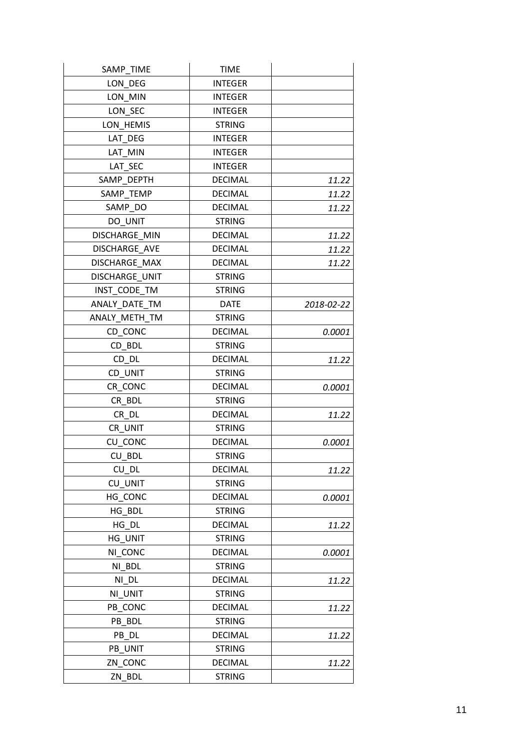| SAMP_TIME | TIME | |
|---|---|---|
| LON_DEG | INTEGER | |
| LON_MIN | INTEGER | |
| LON_SEC | INTEGER | |
| LON_HEMIS | STRING | |
| LAT_DEG | INTEGER | |
| LAT_MIN | INTEGER | |
| LAT_SEC | INTEGER | |
| SAMP_DEPTH | DECIMAL | *11.22* |
| SAMP_TEMP | DECIMAL | *11.22* |
| SAMP_DO | DECIMAL | *11.22* |
| DO_UNIT | STRING | |
| DISCHARGE_MIN | DECIMAL | *11.22* |
| DISCHARGE_AVE | DECIMAL | *11.22* |
| DISCHARGE_MAX | DECIMAL | *11.22* |
| DISCHARGE_UNIT | STRING | |
| INST_CODE_TM | STRING | |
| ANALY_DATE_TM | DATE | *2018-02-22* |
| ANALY_METH_TM | STRING | |
| CD_CONC | DECIMAL | *0.0001* |
| CD_BDL | STRING | |
| CD_DL | DECIMAL | *11.22* |
| CD_UNIT | STRING | |
| CR_CONC | DECIMAL | *0.0001* |
| CR_BDL | STRING | |
| CR_DL | DECIMAL | *11.22* |
| CR_UNIT | STRING | |
| CU_CONC | DECIMAL | *0.0001* |
| CU_BDL | STRING | |
| CU_DL | DECIMAL | *11.22* |
| CU_UNIT | STRING | |
| HG_CONC | DECIMAL | *0.0001* |
| HG_BDL | STRING | |
| HG_DL | DECIMAL | *11.22* |
| HG_UNIT | STRING | |
| NI_CONC | DECIMAL | *0.0001* |
| NI_BDL | STRING | |
| NI_DL | DECIMAL | *11.22* |
| NI_UNIT | STRING | |
| PB_CONC | DECIMAL | *11.22* |
| PB_BDL | STRING | |
| PB_DL | DECIMAL | *11.22* |
| PB_UNIT | STRING | |
| ZN_CONC | DECIMAL | *11.22* |
| ZN_BDL | STRING | |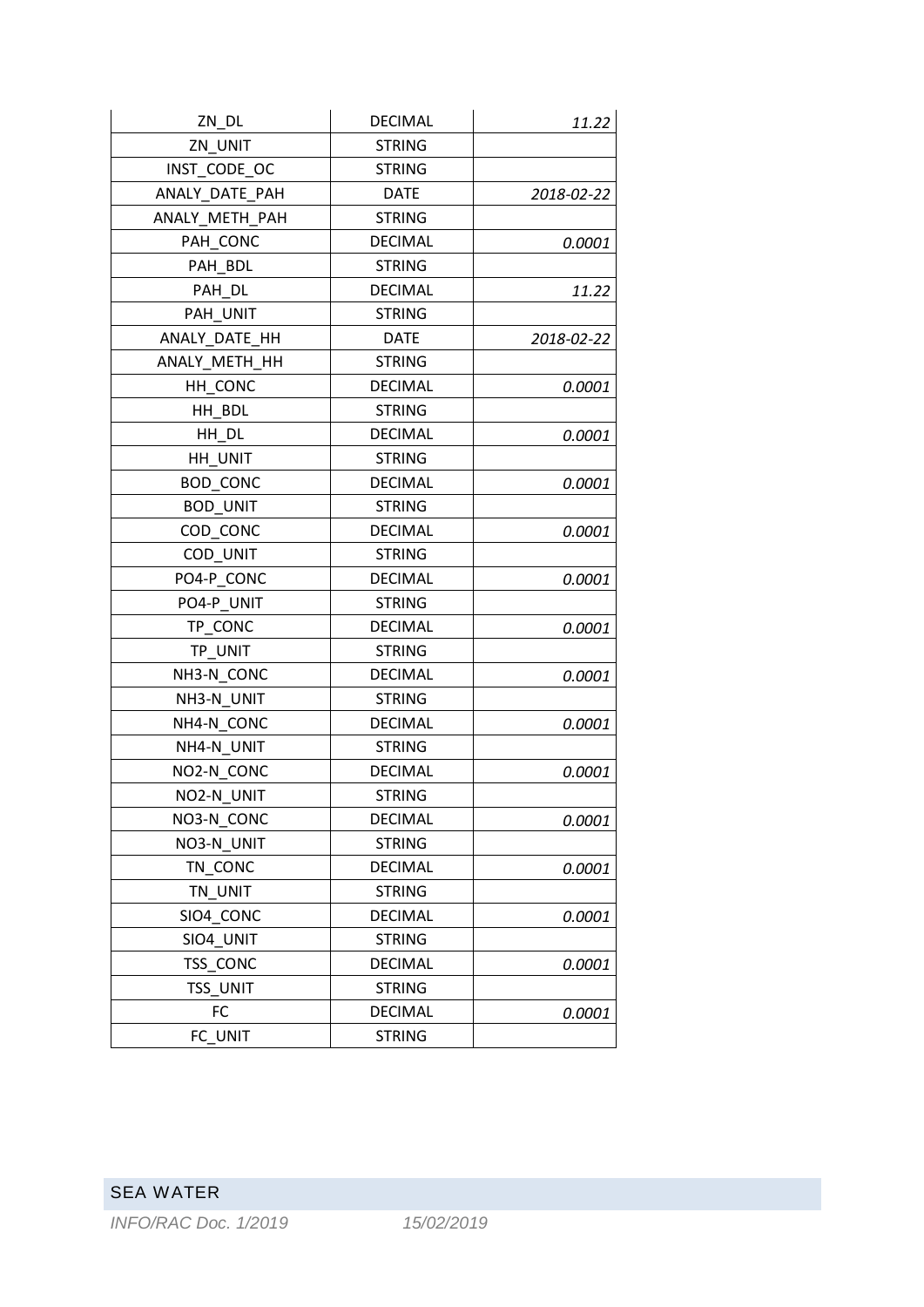| | | |
|---|---|---|
| ZN_DL | DECIMAL | *11.22* |
| ZN_UNIT | STRING | |
| INST_CODE_OC | STRING | |
| ANALY_DATE_PAH | DATE | *2018-02-22* |
| ANALY_METH_PAH | STRING | |
| PAH_CONC | DECIMAL | *0.0001* |
| PAH_BDL | STRING | |
| PAH_DL | DECIMAL | *11.22* |
| PAH_UNIT | STRING | |
| ANALY_DATE_HH | DATE | *2018-02-22* |
| ANALY_METH_HH | STRING | |
| HH_CONC | DECIMAL | *0.0001* |
| HH_BDL | STRING | |
| HH_DL | DECIMAL | *0.0001* |
| HH_UNIT | STRING | |
| BOD_CONC | DECIMAL | *0.0001* |
| BOD_UNIT | STRING | |
| COD_CONC | DECIMAL | *0.0001* |
| COD_UNIT | STRING | |
| PO4-P_CONC | DECIMAL | *0.0001* |
| PO4-P_UNIT | STRING | |
| TP_CONC | DECIMAL | *0.0001* |
| TP_UNIT | STRING | |
| NH3-N_CONC | DECIMAL | *0.0001* |
| NH3-N_UNIT | STRING | |
| NH4-N_CONC | DECIMAL | *0.0001* |
| NH4-N_UNIT | STRING | |
| NO2-N_CONC | DECIMAL | *0.0001* |
| NO2-N_UNIT | STRING | |
| NO3-N_CONC | DECIMAL | *0.0001* |
| NO3-N_UNIT | STRING | |
| TN_CONC | DECIMAL | *0.0001* |
| TN_UNIT | STRING | |
| SIO4_CONC | DECIMAL | *0.0001* |
| SIO4_UNIT | STRING | |
| TSS_CONC | DECIMAL | *0.0001* |
| TSS_UNIT | STRING | |
| FC | DECIMAL | *0.0001* |
| FC_UNIT | STRING | |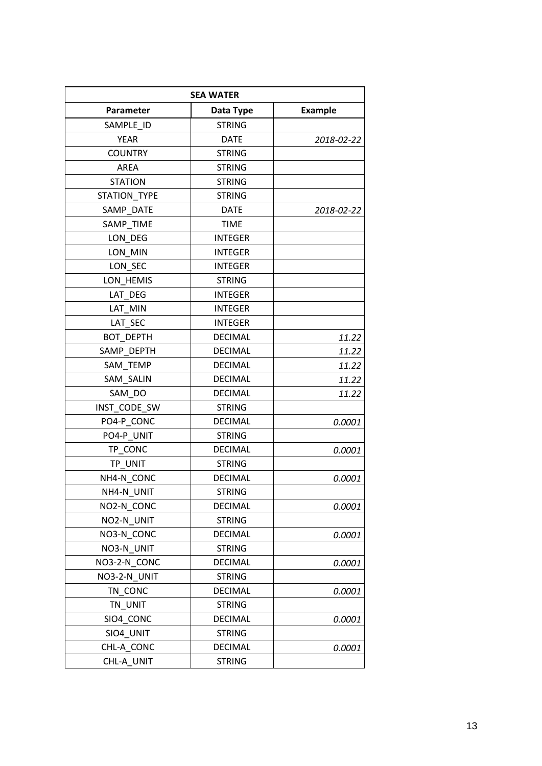| SEA WATER | | |
|---|---|---|
| **Parameter** | **Data Type** | **Example** |
| SAMPLE_ID | STRING | |
| YEAR | DATE | *2018-02-22* |
| COUNTRY | STRING | |
| AREA | STRING | |
| STATION | STRING | |
| STATION_TYPE | STRING | |
| SAMP_DATE | DATE | *2018-02-22* |
| SAMP_TIME | TIME | |
| LON_DEG | INTEGER | |
| LON_MIN | INTEGER | |
| LON_SEC | INTEGER | |
| LON_HEMIS | STRING | |
| LAT_DEG | INTEGER | |
| LAT_MIN | INTEGER | |
| LAT_SEC | INTEGER | |
| BOT_DEPTH | DECIMAL | *11.22* |
| SAMP_DEPTH | DECIMAL | *11.22* |
| SAM_TEMP | DECIMAL | *11.22* |
| SAM_SALIN | DECIMAL | *11.22* |
| SAM_DO | DECIMAL | *11.22* |
| INST_CODE_SW | STRING | |
| PO4-P_CONC | DECIMAL | *0.0001* |
| PO4-P_UNIT | STRING | |
| TP_CONC | DECIMAL | *0.0001* |
| TP_UNIT | STRING | |
| NH4-N_CONC | DECIMAL | *0.0001* |
| NH4-N_UNIT | STRING | |
| NO2-N_CONC | DECIMAL | *0.0001* |
| NO2-N_UNIT | STRING | |
| NO3-N_CONC | DECIMAL | *0.0001* |
| NO3-N_UNIT | STRING | |
| NO3-2-N_CONC | DECIMAL | *0.0001* |
| NO3-2-N_UNIT | STRING | |
| TN_CONC | DECIMAL | *0.0001* |
| TN_UNIT | STRING | |
| SIO4_CONC | DECIMAL | *0.0001* |
| SIO4_UNIT | STRING | |
| CHL-A_CONC | DECIMAL | *0.0001* |
| CHL-A_UNIT | STRING | |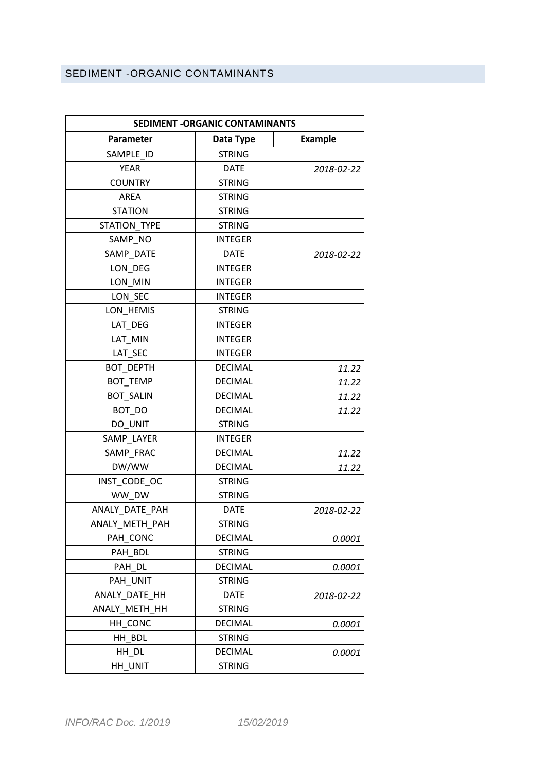## SEDIMENT -ORGANIC CONTAMINANTS

| SEDIMENT -ORGANIC CONTAMINANTS | | |
|---|---|---|
| **Parameter** | **Data Type** | **Example** |
| SAMPLE_ID | STRING | |
| YEAR | DATE | *2018-02-22* |
| COUNTRY | STRING | |
| AREA | STRING | |
| STATION | STRING | |
| STATION_TYPE | STRING | |
| SAMP_NO | INTEGER | |
| SAMP_DATE | DATE | *2018-02-22* |
| LON_DEG | INTEGER | |
| LON_MIN | INTEGER | |
| LON_SEC | INTEGER | |
| LON_HEMIS | STRING | |
| LAT_DEG | INTEGER | |
| LAT_MIN | INTEGER | |
| LAT_SEC | INTEGER | |
| BOT_DEPTH | DECIMAL | *11.22* |
| BOT_TEMP | DECIMAL | *11.22* |
| BOT_SALIN | DECIMAL | *11.22* |
| BOT_DO | DECIMAL | *11.22* |
| DO_UNIT | STRING | |
| SAMP_LAYER | INTEGER | |
| SAMP_FRAC | DECIMAL | *11.22* |
| DW/WW | DECIMAL | *11.22* |
| INST_CODE_OC | STRING | |
| WW_DW | STRING | |
| ANALY_DATE_PAH | DATE | *2018-02-22* |
| ANALY_METH_PAH | STRING | |
| PAH_CONC | DECIMAL | *0.0001* |
| PAH_BDL | STRING | |
| PAH_DL | DECIMAL | *0.0001* |
| PAH_UNIT | STRING | |
| ANALY_DATE_HH | DATE | *2018-02-22* |
| ANALY_METH_HH | STRING | |
| HH_CONC | DECIMAL | *0.0001* |
| HH_BDL | STRING | |
| HH_DL | DECIMAL | *0.0001* |
| HH_UNIT | STRING | |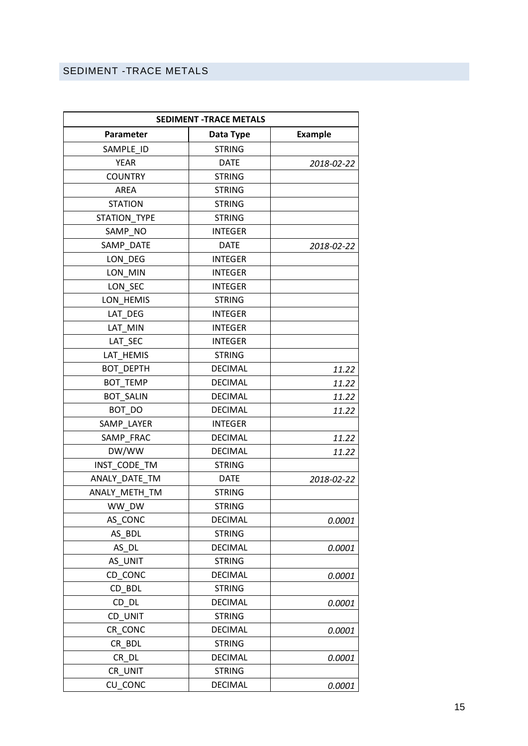## SEDIMENT -TRACE METALS

| SEDIMENT -TRACE METALS | | |
|---|---|---|
| **Parameter** | **Data Type** | **Example** |
| SAMPLE_ID | STRING | |
| YEAR | DATE | *2018-02-22* |
| COUNTRY | STRING | |
| AREA | STRING | |
| STATION | STRING | |
| STATION_TYPE | STRING | |
| SAMP_NO | INTEGER | |
| SAMP_DATE | DATE | *2018-02-22* |
| LON_DEG | INTEGER | |
| LON_MIN | INTEGER | |
| LON_SEC | INTEGER | |
| LON_HEMIS | STRING | |
| LAT_DEG | INTEGER | |
| LAT_MIN | INTEGER | |
| LAT_SEC | INTEGER | |
| LAT_HEMIS | STRING | |
| BOT_DEPTH | DECIMAL | *11.22* |
| BOT_TEMP | DECIMAL | *11.22* |
| BOT_SALIN | DECIMAL | *11.22* |
| BOT_DO | DECIMAL | *11.22* |
| SAMP_LAYER | INTEGER | |
| SAMP_FRAC | DECIMAL | *11.22* |
| DW/WW | DECIMAL | *11.22* |
| INST_CODE_TM | STRING | |
| ANALY_DATE_TM | DATE | *2018-02-22* |
| ANALY_METH_TM | STRING | |
| WW_DW | STRING | |
| AS_CONC | DECIMAL | *0.0001* |
| AS_BDL | STRING | |
| AS_DL | DECIMAL | *0.0001* |
| AS_UNIT | STRING | |
| CD_CONC | DECIMAL | *0.0001* |
| CD_BDL | STRING | |
| CD_DL | DECIMAL | *0.0001* |
| CD_UNIT | STRING | |
| CR_CONC | DECIMAL | *0.0001* |
| CR_BDL | STRING | |
| CR_DL | DECIMAL | *0.0001* |
| CR_UNIT | STRING | |
| CU_CONC | DECIMAL | *0.0001* |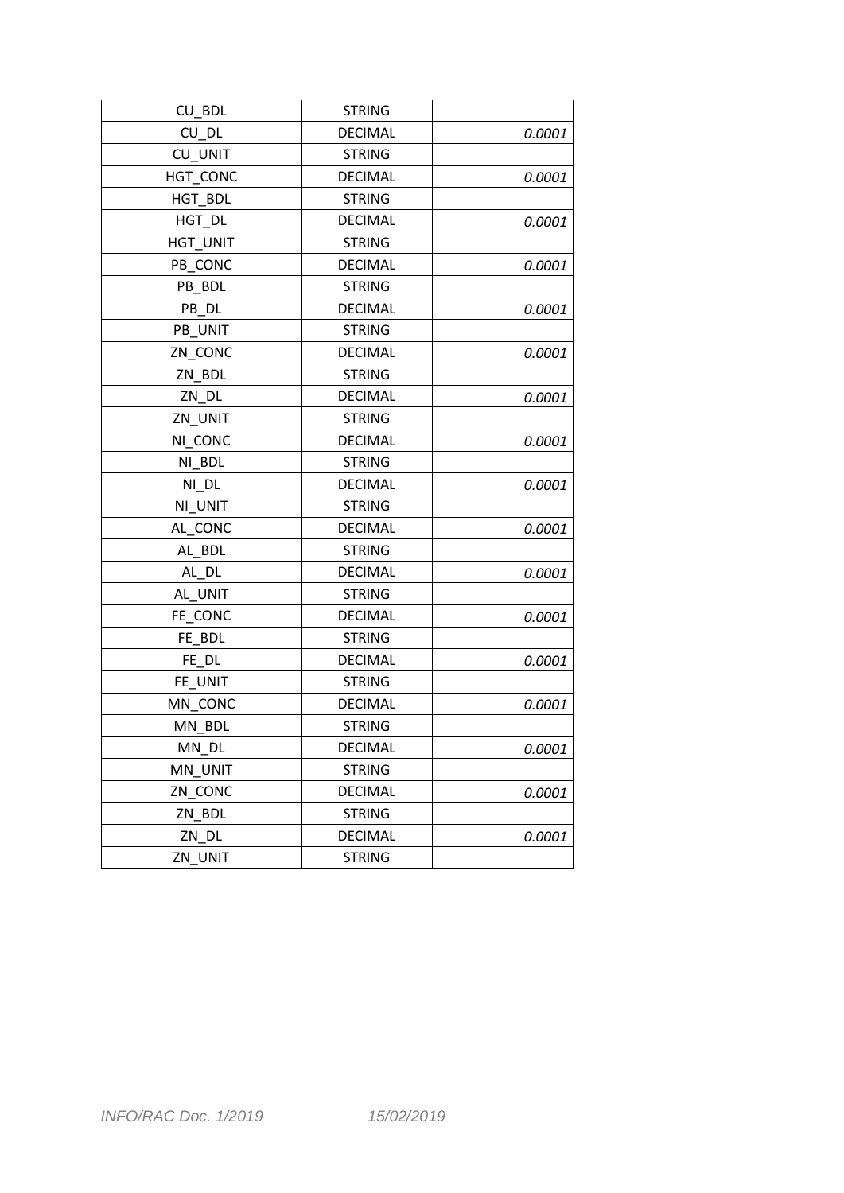| | | |
|---|---|---|
| CU_BDL | STRING | |
| CU_DL | DECIMAL | *0.0001* |
| CU_UNIT | STRING | |
| HGT_CONC | DECIMAL | *0.0001* |
| HGT_BDL | STRING | |
| HGT_DL | DECIMAL | *0.0001* |
| HGT_UNIT | STRING | |
| PB_CONC | DECIMAL | *0.0001* |
| PB_BDL | STRING | |
| PB_DL | DECIMAL | *0.0001* |
| PB_UNIT | STRING | |
| ZN_CONC | DECIMAL | *0.0001* |
| ZN_BDL | STRING | |
| ZN_DL | DECIMAL | *0.0001* |
| ZN_UNIT | STRING | |
| NI_CONC | DECIMAL | *0.0001* |
| NI_BDL | STRING | |
| NI_DL | DECIMAL | *0.0001* |
| NI_UNIT | STRING | |
| AL_CONC | DECIMAL | *0.0001* |
| AL_BDL | STRING | |
| AL_DL | DECIMAL | *0.0001* |
| AL_UNIT | STRING | |
| FE_CONC | DECIMAL | *0.0001* |
| FE_BDL | STRING | |
| FE_DL | DECIMAL | *0.0001* |
| FE_UNIT | STRING | |
| MN_CONC | DECIMAL | *0.0001* |
| MN_BDL | STRING | |
| MN_DL | DECIMAL | *0.0001* |
| MN_UNIT | STRING | |
| ZN_CONC | DECIMAL | *0.0001* |
| ZN_BDL | STRING | |
| ZN_DL | DECIMAL | *0.0001* |
| ZN_UNIT | STRING | |